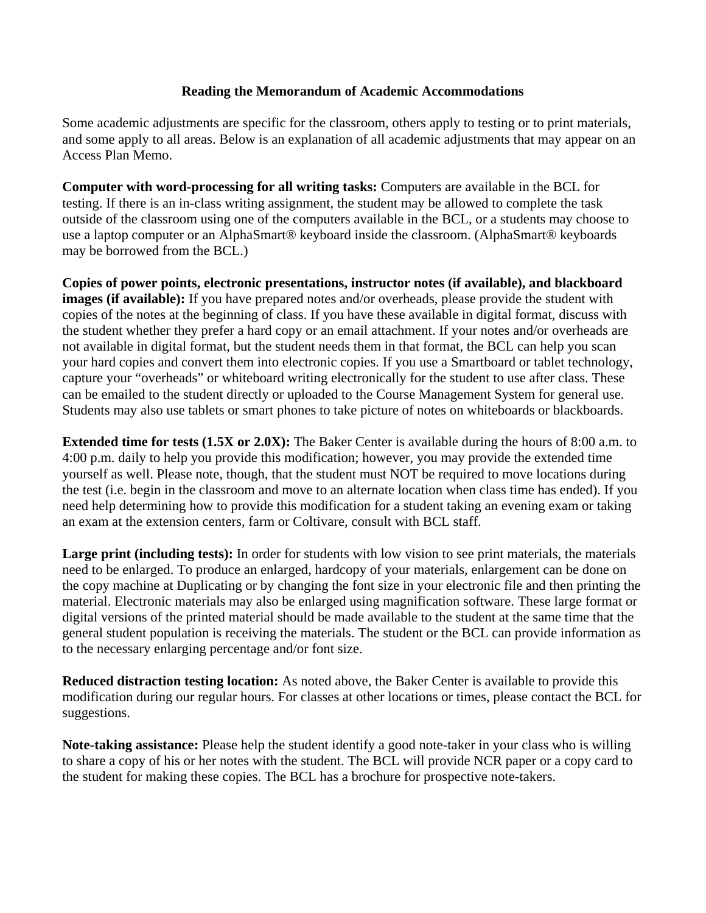# Reading the Memorandum of Academic Accommodations

Some academic adjustments are specific for the classroom, others apply to testing or to print materials, and some apply to all areas. Below is an explanation of all academic adjustments that may appear on an Access Plan Memo.

**Computer with word-processing for all writing tasks:** Computers are available in the BCL for testing. If there is an in-class writing assignment, the student may be allowed to complete the task outside of the classroom using one of the computers available in the BCL, or a students may choose to use a laptop computer or an AlphaSmart® keyboard inside the classroom. (AlphaSmart® keyboards may be borrowed from the BCL.)

**Copies of power points, electronic presentations, instructor notes (if available), and blackboard images (if available):** If you have prepared notes and/or overheads, please provide the student with copies of the notes at the beginning of class. If you have these available in digital format, discuss with the student whether they prefer a hard copy or an email attachment. If your notes and/or overheads are not available in digital format, but the student needs them in that format, the BCL can help you scan your hard copies and convert them into electronic copies. If you use a Smartboard or tablet technology, capture your "overheads" or whiteboard writing electronically for the student to use after class. These can be emailed to the student directly or uploaded to the Course Management System for general use. Students may also use tablets or smart phones to take picture of notes on whiteboards or blackboards.

**Extended time for tests (1.5X or 2.0X):** The Baker Center is available during the hours of 8:00 a.m. to 4:00 p.m. daily to help you provide this modification; however, you may provide the extended time yourself as well. Please note, though, that the student must NOT be required to move locations during the test (i.e. begin in the classroom and move to an alternate location when class time has ended). If you need help determining how to provide this modification for a student taking an evening exam or taking an exam at the extension centers, farm or Coltivare, consult with BCL staff.

**Large print (including tests):** In order for students with low vision to see print materials, the materials need to be enlarged. To produce an enlarged, hardcopy of your materials, enlargement can be done on the copy machine at Duplicating or by changing the font size in your electronic file and then printing the material. Electronic materials may also be enlarged using magnification software. These large format or digital versions of the printed material should be made available to the student at the same time that the general student population is receiving the materials. The student or the BCL can provide information as to the necessary enlarging percentage and/or font size.

**Reduced distraction testing location:** As noted above, the Baker Center is available to provide this modification during our regular hours. For classes at other locations or times, please contact the BCL for suggestions.

**Note-taking assistance:** Please help the student identify a good note-taker in your class who is willing to share a copy of his or her notes with the student. The BCL will provide NCR paper or a copy card to the student for making these copies. The BCL has a brochure for prospective note-takers.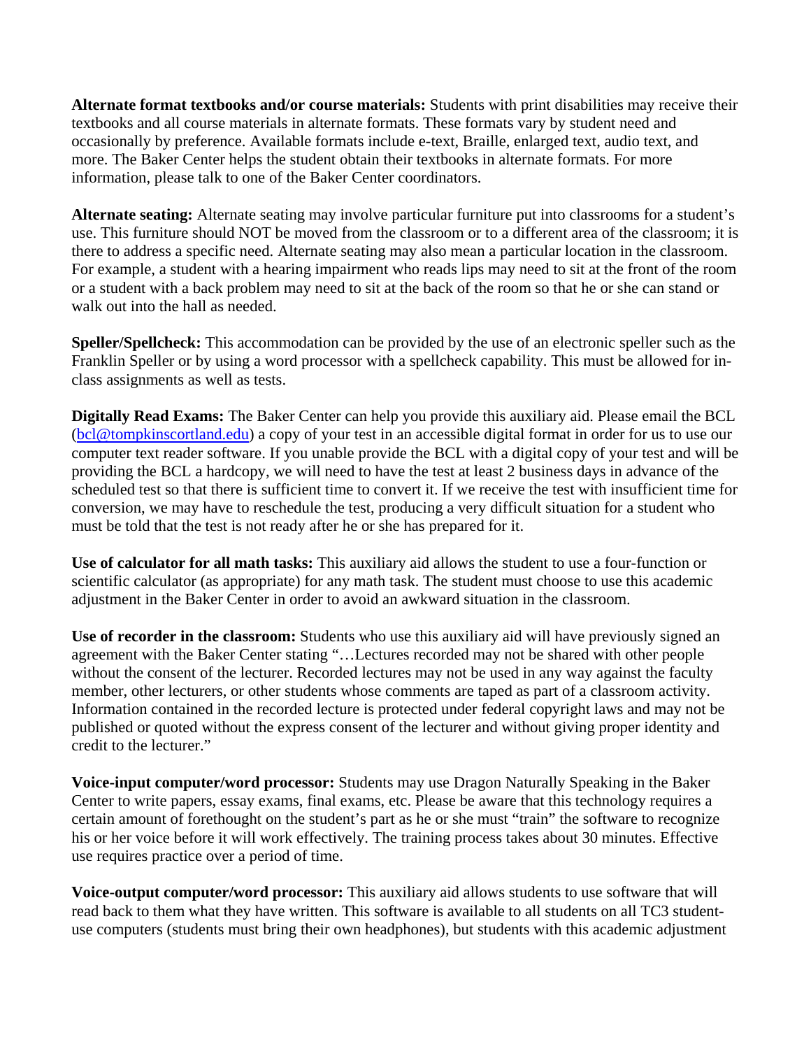**Alternate format textbooks and/or course materials:** Students with print disabilities may receive their textbooks and all course materials in alternate formats. These formats vary by student need and occasionally by preference. Available formats include e-text, Braille, enlarged text, audio text, and more. The Baker Center helps the student obtain their textbooks in alternate formats. For more information, please talk to one of the Baker Center coordinators.

**Alternate seating:** Alternate seating may involve particular furniture put into classrooms for a student's use. This furniture should NOT be moved from the classroom or to a different area of the classroom; it is there to address a specific need. Alternate seating may also mean a particular location in the classroom. For example, a student with a hearing impairment who reads lips may need to sit at the front of the room or a student with a back problem may need to sit at the back of the room so that he or she can stand or walk out into the hall as needed.

**Speller/Spellcheck:** This accommodation can be provided by the use of an electronic speller such as the Franklin Speller or by using a word processor with a spellcheck capability. This must be allowed for in-class assignments as well as tests.

**Digitally Read Exams:** The Baker Center can help you provide this auxiliary aid. Please email the BCL (bcl@tompkinscortland.edu) a copy of your test in an accessible digital format in order for us to use our computer text reader software. If you unable provide the BCL with a digital copy of your test and will be providing the BCL a hardcopy, we will need to have the test at least 2 business days in advance of the scheduled test so that there is sufficient time to convert it. If we receive the test with insufficient time for conversion, we may have to reschedule the test, producing a very difficult situation for a student who must be told that the test is not ready after he or she has prepared for it.

**Use of calculator for all math tasks:** This auxiliary aid allows the student to use a four-function or scientific calculator (as appropriate) for any math task. The student must choose to use this academic adjustment in the Baker Center in order to avoid an awkward situation in the classroom.

**Use of recorder in the classroom:** Students who use this auxiliary aid will have previously signed an agreement with the Baker Center stating "…Lectures recorded may not be shared with other people without the consent of the lecturer. Recorded lectures may not be used in any way against the faculty member, other lecturers, or other students whose comments are taped as part of a classroom activity. Information contained in the recorded lecture is protected under federal copyright laws and may not be published or quoted without the express consent of the lecturer and without giving proper identity and credit to the lecturer."

**Voice-input computer/word processor:** Students may use Dragon Naturally Speaking in the Baker Center to write papers, essay exams, final exams, etc. Please be aware that this technology requires a certain amount of forethought on the student's part as he or she must "train" the software to recognize his or her voice before it will work effectively. The training process takes about 30 minutes. Effective use requires practice over a period of time.

**Voice-output computer/word processor:** This auxiliary aid allows students to use software that will read back to them what they have written. This software is available to all students on all TC3 student-use computers (students must bring their own headphones), but students with this academic adjustment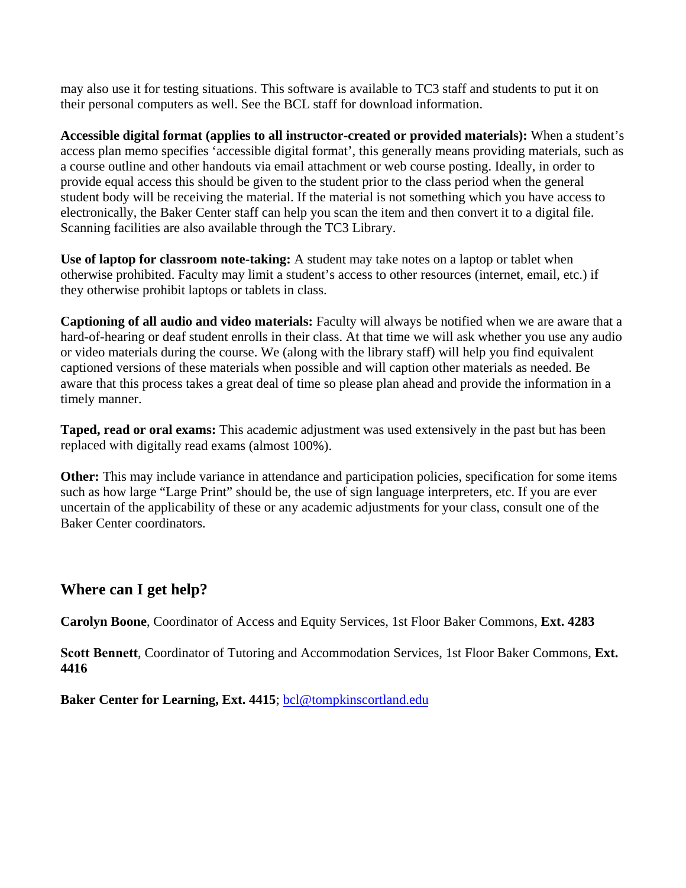may also use it for testing situations. This software is available to TC3 staff and students to put it on their personal computers as well. See the BCL staff for download information.

**Accessible digital format (applies to all instructor-created or provided materials):** When a student's access plan memo specifies 'accessible digital format', this generally means providing materials, such as a course outline and other handouts via email attachment or web course posting. Ideally, in order to provide equal access this should be given to the student prior to the class period when the general student body will be receiving the material. If the material is not something which you have access to electronically, the Baker Center staff can help you scan the item and then convert it to a digital file. Scanning facilities are also available through the TC3 Library.

**Use of laptop for classroom note-taking:** A student may take notes on a laptop or tablet when otherwise prohibited. Faculty may limit a student's access to other resources (internet, email, etc.) if they otherwise prohibit laptops or tablets in class.

**Captioning of all audio and video materials:** Faculty will always be notified when we are aware that a hard-of-hearing or deaf student enrolls in their class. At that time we will ask whether you use any audio or video materials during the course. We (along with the library staff) will help you find equivalent captioned versions of these materials when possible and will caption other materials as needed. Be aware that this process takes a great deal of time so please plan ahead and provide the information in a timely manner.

**Taped, read or oral exams:** This academic adjustment was used extensively in the past but has been replaced with digitally read exams (almost 100%).

**Other:** This may include variance in attendance and participation policies, specification for some items such as how large "Large Print" should be, the use of sign language interpreters, etc. If you are ever uncertain of the applicability of these or any academic adjustments for your class, consult one of the Baker Center coordinators.

## Where can I get help?

**Carolyn Boone**, Coordinator of Access and Equity Services, 1st Floor Baker Commons, **Ext. 4283**

**Scott Bennett**, Coordinator of Tutoring and Accommodation Services, 1st Floor Baker Commons, **Ext. 4416**

**Baker Center for Learning, Ext. 4415**; bcl@tompkinscortland.edu